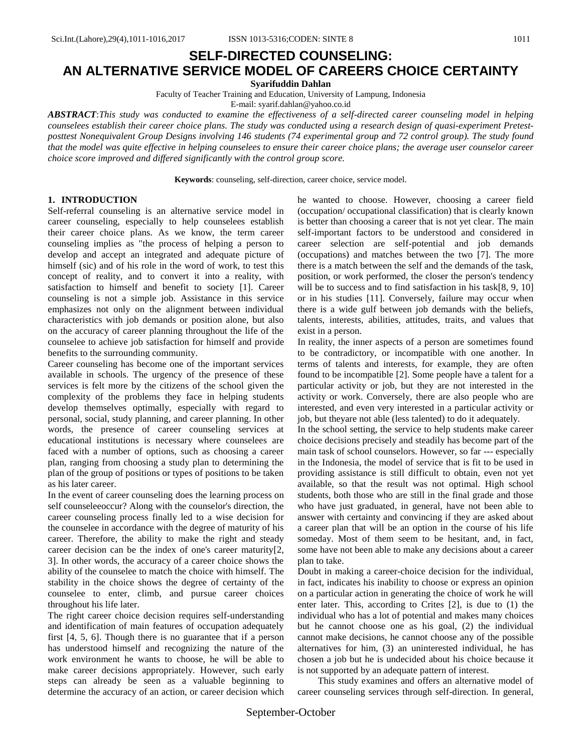# SELF-DIRECTED COUNSELING: AN ALTERNATIVE SERVICE MODEL OF CAREERS CHOICE CERTAINTY

**Syarifuddin Dahlan**

Faculty of Teacher Training and Education, University of Lampung, Indonesia

E-mail: syarif.dahlan@yahoo.co.id

***ABSTRACT***:*This study was conducted to examine the effectiveness of a self-directed career counseling model in helping counselees establish their career choice plans. The study was conducted using a research design of quasi-experiment Pretest-posttest Nonequivalent Group Designs involving 146 students (74 experimental group and 72 control group). The study found that the model was quite effective in helping counselees to ensure their career choice plans; the average user counselor career choice score improved and differed significantly with the control group score.*

**Keywords**: counseling, self-direction, career choice, service model.

## 1. INTRODUCTION

Self-referral counseling is an alternative service model in career counseling, especially to help counselees establish their career choice plans. As we know, the term career counseling implies as "the process of helping a person to develop and accept an integrated and adequate picture of himself (sic) and of his role in the word of work, to test this concept of reality, and to convert it into a reality, with satisfaction to himself and benefit to society [1]. Career counseling is not a simple job. Assistance in this service emphasizes not only on the alignment between individual characteristics with job demands or position alone, but also on the accuracy of career planning throughout the life of the counselee to achieve job satisfaction for himself and provide benefits to the surrounding community.

Career counseling has become one of the important services available in schools. The urgency of the presence of these services is felt more by the citizens of the school given the complexity of the problems they face in helping students develop themselves optimally, especially with regard to personal, social, study planning, and career planning. In other words, the presence of career counseling services at educational institutions is necessary where counselees are faced with a number of options, such as choosing a career plan, ranging from choosing a study plan to determining the plan of the group of positions or types of positions to be taken as his later career.

In the event of career counseling does the learning process on self counseleeoccur? Along with the counselor's direction, the career counseling process finally led to a wise decision for the counselee in accordance with the degree of maturity of his career. Therefore, the ability to make the right and steady career decision can be the index of one's career maturity[2, 3]. In other words, the accuracy of a career choice shows the ability of the counselee to match the choice with himself. The stability in the choice shows the degree of certainty of the counselee to enter, climb, and pursue career choices throughout his life later.

The right career choice decision requires self-understanding and identification of main features of occupation adequately first [4, 5, 6]. Though there is no guarantee that if a person has understood himself and recognizing the nature of the work environment he wants to choose, he will be able to make career decisions appropriately. However, such early steps can already be seen as a valuable beginning to determine the accuracy of an action, or career decision which he wanted to choose. However, choosing a career field (occupation/ occupational classification) that is clearly known is better than choosing a career that is not yet clear. The main self-important factors to be understood and considered in career selection are self-potential and job demands (occupations) and matches between the two [7]. The more there is a match between the self and the demands of the task, position, or work performed, the closer the person's tendency will be to success and to find satisfaction in his task[8, 9, 10] or in his studies [11]. Conversely, failure may occur when there is a wide gulf between job demands with the beliefs, talents, interests, abilities, attitudes, traits, and values that exist in a person.

In reality, the inner aspects of a person are sometimes found to be contradictory, or incompatible with one another. In terms of talents and interests, for example, they are often found to be incompatible [2]. Some people have a talent for a particular activity or job, but they are not interested in the activity or work. Conversely, there are also people who are interested, and even very interested in a particular activity or job, but theyare not able (less talented) to do it adequately.

In the school setting, the service to help students make career choice decisions precisely and steadily has become part of the main task of school counselors. However, so far --- especially in the Indonesia, the model of service that is fit to be used in providing assistance is still difficult to obtain, even not yet available, so that the result was not optimal. High school students, both those who are still in the final grade and those who have just graduated, in general, have not been able to answer with certainty and convincing if they are asked about a career plan that will be an option in the course of his life someday. Most of them seem to be hesitant, and, in fact, some have not been able to make any decisions about a career plan to take.

Doubt in making a career-choice decision for the individual, in fact, indicates his inability to choose or express an opinion on a particular action in generating the choice of work he will enter later. This, according to Crites [2], is due to (1) the individual who has a lot of potential and makes many choices but he cannot choose one as his goal, (2) the individual cannot make decisions, he cannot choose any of the possible alternatives for him, (3) an uninterested individual, he has chosen a job but he is undecided about his choice because it is not supported by an adequate pattern of interest.

This study examines and offers an alternative model of career counseling services through self-direction. In general,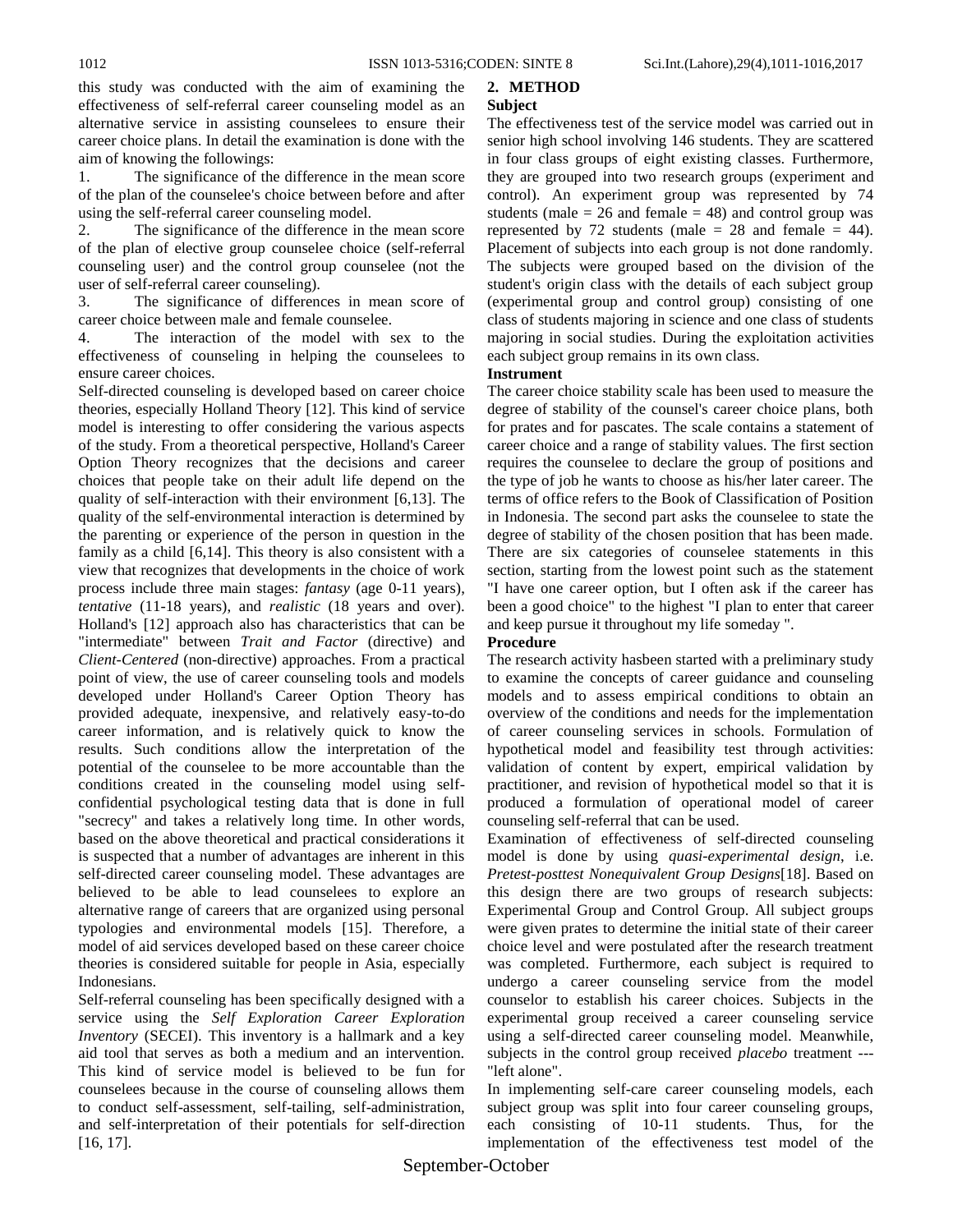this study was conducted with the aim of examining the effectiveness of self-referral career counseling model as an alternative service in assisting counselees to ensure their career choice plans. In detail the examination is done with the aim of knowing the followings:

1. The significance of the difference in the mean score of the plan of the counselee's choice between before and after using the self-referral career counseling model.
2. The significance of the difference in the mean score of the plan of elective group counselee choice (self-referral counseling user) and the control group counselee (not the user of self-referral career counseling).
3. The significance of differences in mean score of career choice between male and female counselee.
4. The interaction of the model with sex to the effectiveness of counseling in helping the counselees to ensure career choices.

Self-directed counseling is developed based on career choice theories, especially Holland Theory [12]. This kind of service model is interesting to offer considering the various aspects of the study. From a theoretical perspective, Holland's Career Option Theory recognizes that the decisions and career choices that people take on their adult life depend on the quality of self-interaction with their environment [6,13]. The quality of the self-environmental interaction is determined by the parenting or experience of the person in question in the family as a child [6,14]. This theory is also consistent with a view that recognizes that developments in the choice of work process include three main stages: *fantasy* (age 0-11 years), *tentative* (11-18 years), and *realistic* (18 years and over). Holland's [12] approach also has characteristics that can be "intermediate" between *Trait and Factor* (directive) and *Client-Centered* (non-directive) approaches. From a practical point of view, the use of career counseling tools and models developed under Holland's Career Option Theory has provided adequate, inexpensive, and relatively easy-to-do career information, and is relatively quick to know the results. Such conditions allow the interpretation of the potential of the counselee to be more accountable than the conditions created in the counseling model using self-confidential psychological testing data that is done in full "secrecy" and takes a relatively long time. In other words, based on the above theoretical and practical considerations it is suspected that a number of advantages are inherent in this self-directed career counseling model. These advantages are believed to be able to lead counselees to explore an alternative range of careers that are organized using personal typologies and environmental models [15]. Therefore, a model of aid services developed based on these career choice theories is considered suitable for people in Asia, especially Indonesians.

Self-referral counseling has been specifically designed with a service using the *Self Exploration Career Exploration Inventory* (SECEI). This inventory is a hallmark and a key aid tool that serves as both a medium and an intervention. This kind of service model is believed to be fun for counselees because in the course of counseling allows them to conduct self-assessment, self-tailing, self-administration, and self-interpretation of their potentials for self-direction [16, 17].

## 2. METHOD

### Subject

The effectiveness test of the service model was carried out in senior high school involving 146 students. They are scattered in four class groups of eight existing classes. Furthermore, they are grouped into two research groups (experiment and control). An experiment group was represented by 74 students (male = 26 and female = 48) and control group was represented by 72 students (male = 28 and female = 44). Placement of subjects into each group is not done randomly. The subjects were grouped based on the division of the student's origin class with the details of each subject group (experimental group and control group) consisting of one class of students majoring in science and one class of students majoring in social studies. During the exploitation activities each subject group remains in its own class.

### Instrument

The career choice stability scale has been used to measure the degree of stability of the counsel's career choice plans, both for prates and for pascates. The scale contains a statement of career choice and a range of stability values. The first section requires the counselee to declare the group of positions and the type of job he wants to choose as his/her later career. The terms of office refers to the Book of Classification of Position in Indonesia. The second part asks the counselee to state the degree of stability of the chosen position that has been made. There are six categories of counselee statements in this section, starting from the lowest point such as the statement "I have one career option, but I often ask if the career has been a good choice" to the highest "I plan to enter that career and keep pursue it throughout my life someday ".

### Procedure

The research activity hasbeen started with a preliminary study to examine the concepts of career guidance and counseling models and to assess empirical conditions to obtain an overview of the conditions and needs for the implementation of career counseling services in schools. Formulation of hypothetical model and feasibility test through activities: validation of content by expert, empirical validation by practitioner, and revision of hypothetical model so that it is produced a formulation of operational model of career counseling self-referral that can be used.

Examination of effectiveness of self-directed counseling model is done by using *quasi-experimental design*, i.e. *Pretest-posttest Nonequivalent Group Designs*[18]. Based on this design there are two groups of research subjects: Experimental Group and Control Group. All subject groups were given prates to determine the initial state of their career choice level and were postulated after the research treatment was completed. Furthermore, each subject is required to undergo a career counseling service from the model counselor to establish his career choices. Subjects in the experimental group received a career counseling service using a self-directed career counseling model. Meanwhile, subjects in the control group received *placebo* treatment --- "left alone".

In implementing self-care career counseling models, each subject group was split into four career counseling groups, each consisting of 10-11 students. Thus, for the implementation of the effectiveness test model of the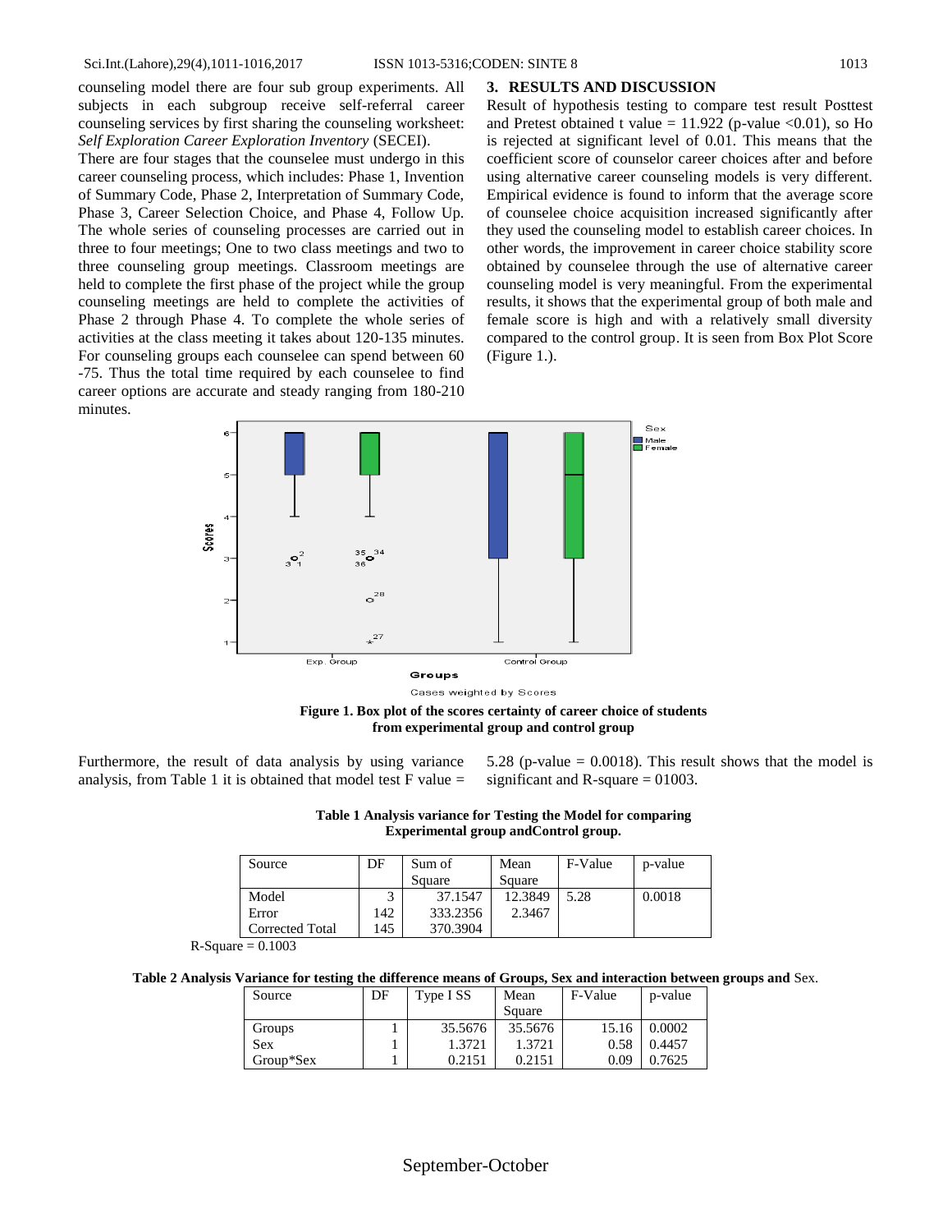counseling model there are four sub group experiments. All subjects in each subgroup receive self-referral career counseling services by first sharing the counseling worksheet: *Self Exploration Career Exploration Inventory* (SECEI).

There are four stages that the counselee must undergo in this career counseling process, which includes: Phase 1, Invention of Summary Code, Phase 2, Interpretation of Summary Code, Phase 3, Career Selection Choice, and Phase 4, Follow Up. The whole series of counseling processes are carried out in three to four meetings; One to two class meetings and two to three counseling group meetings. Classroom meetings are held to complete the first phase of the project while the group counseling meetings are held to complete the activities of Phase 2 through Phase 4. To complete the whole series of activities at the class meeting it takes about 120-135 minutes. For counseling groups each counselee can spend between 60 -75. Thus the total time required by each counselee to find career options are accurate and steady ranging from 180-210 minutes.

## 3. RESULTS AND DISCUSSION

Result of hypothesis testing to compare test result Posttest and Pretest obtained t value = 11.922 (p-value <0.01), so Ho is rejected at significant level of 0.01. This means that the coefficient score of counselor career choices after and before using alternative career counseling models is very different. Empirical evidence is found to inform that the average score of counselee choice acquisition increased significantly after they used the counseling model to establish career choices. In other words, the improvement in career choice stability score obtained by counselee through the use of alternative career counseling model is very meaningful. From the experimental results, it shows that the experimental group of both male and female score is high and with a relatively small diversity compared to the control group. It is seen from Box Plot Score (Figure 1.).

**Figure 1. Box plot of the scores certainty of career choice of students from experimental group and control group**

Furthermore, the result of data analysis by using variance analysis, from Table 1 it is obtained that model test F value = 5.28 (p-value = 0.0018). This result shows that the model is significant and R-square = 01003.

**Table 1 Analysis variance for Testing the Model for comparing Experimental group andControl group.**

| Source | DF | Sum of Square | Mean Square | F-Value | p-value |
|---|---|---|---|---|---|
| Model | 3 | 37.1547 | 12.3849 | 5.28 | 0.0018 |
| Error | 142 | 333.2356 | 2.3467 | | |
| Corrected Total | 145 | 370.3904 | | | |

R-Square = 0.1003

**Table 2 Analysis Variance for testing the difference means of Groups, Sex and interaction between groups and** Sex.

| Source | DF | Type I SS | Mean Square | F-Value | p-value |
|---|---|---|---|---|---|
| Groups | 1 | 35.5676 | 35.5676 | 15.16 | 0.0002 |
| Sex | 1 | 1.3721 | 1.3721 | 0.58 | 0.4457 |
| Group*Sex | 1 | 0.2151 | 0.2151 | 0.09 | 0.7625 |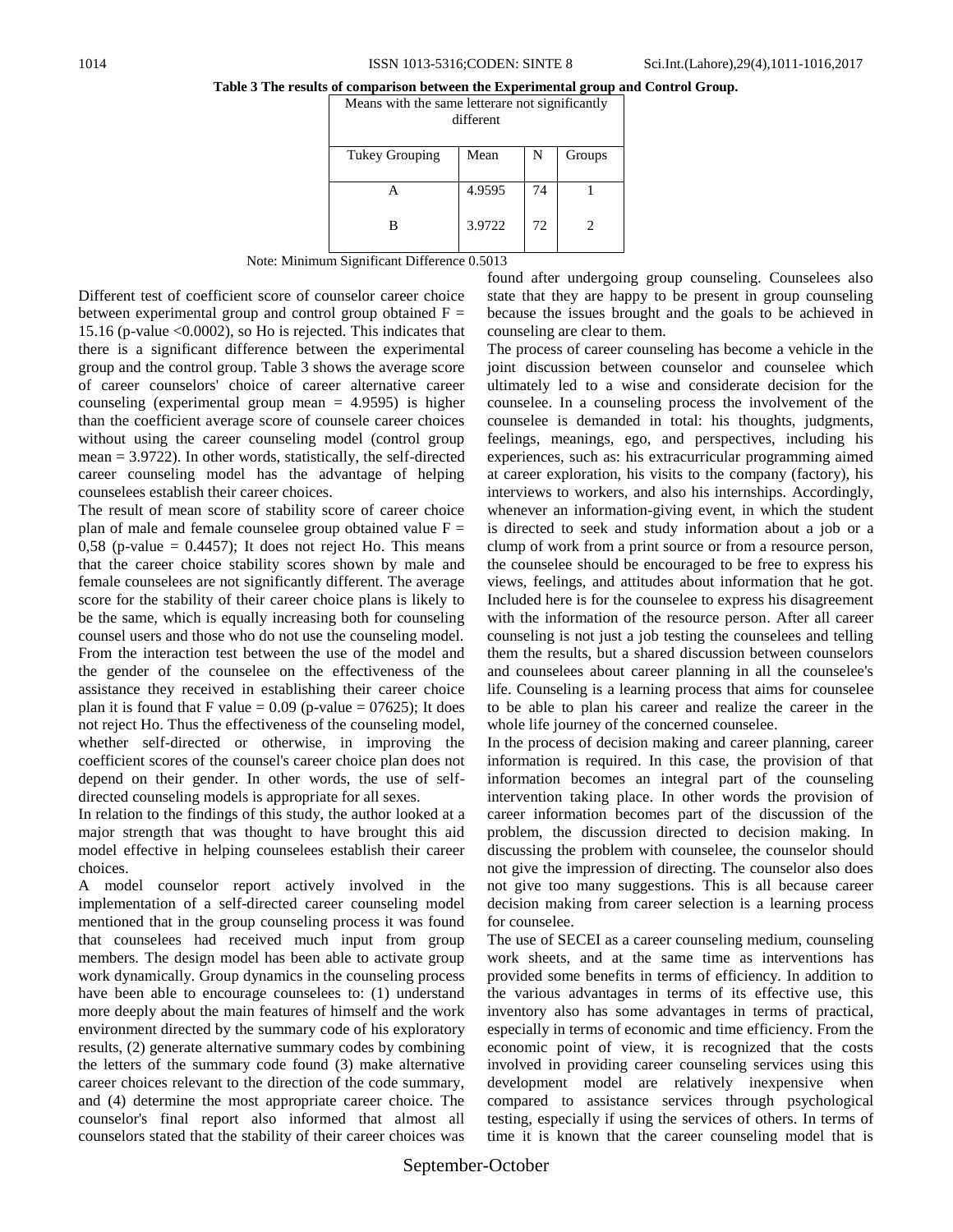**Table 3 The results of comparison between the Experimental group and Control Group.**

| Means with the same letterare not significantly different | | | |
|---|---|---|---|
| Tukey Grouping | Mean | N | Groups |
| A | 4.9595 | 74 | 1 |
| B | 3.9722 | 72 | 2 |

Note: Minimum Significant Difference 0.5013

Different test of coefficient score of counselor career choice between experimental group and control group obtained $F = 15.16$ (p-value <0.0002), so Ho is rejected. This indicates that there is a significant difference between the experimental group and the control group. Table 3 shows the average score of career counselors' choice of career alternative career counseling (experimental group mean = 4.9595) is higher than the coefficient average score of counsele career choices without using the career counseling model (control group mean = 3.9722). In other words, statistically, the self-directed career counseling model has the advantage of helping counselees establish their career choices.

The result of mean score of stability score of career choice plan of male and female counselee group obtained value $F = 0{,}58$ (p-value = 0.4457); It does not reject Ho. This means that the career choice stability scores shown by male and female counselees are not significantly different. The average score for the stability of their career choice plans is likely to be the same, which is equally increasing both for counseling counsel users and those who do not use the counseling model. From the interaction test between the use of the model and the gender of the counselee on the effectiveness of the assistance they received in establishing their career choice plan it is found that F value = 0.09 (p-value = 07625); It does not reject Ho. Thus the effectiveness of the counseling model, whether self-directed or otherwise, in improving the coefficient scores of the counsel's career choice plan does not depend on their gender. In other words, the use of self-directed counseling models is appropriate for all sexes.

In relation to the findings of this study, the author looked at a major strength that was thought to have brought this aid model effective in helping counselees establish their career choices.

A model counselor report actively involved in the implementation of a self-directed career counseling model mentioned that in the group counseling process it was found that counselees had received much input from group members. The design model has been able to activate group work dynamically. Group dynamics in the counseling process have been able to encourage counselees to: (1) understand more deeply about the main features of himself and the work environment directed by the summary code of his exploratory results, (2) generate alternative summary codes by combining the letters of the summary code found (3) make alternative career choices relevant to the direction of the code summary, and (4) determine the most appropriate career choice. The counselor's final report also informed that almost all counselors stated that the stability of their career choices was found after undergoing group counseling. Counselees also state that they are happy to be present in group counseling because the issues brought and the goals to be achieved in counseling are clear to them.

The process of career counseling has become a vehicle in the joint discussion between counselor and counselee which ultimately led to a wise and considerate decision for the counselee. In a counseling process the involvement of the counselee is demanded in total: his thoughts, judgments, feelings, meanings, ego, and perspectives, including his experiences, such as: his extracurricular programming aimed at career exploration, his visits to the company (factory), his interviews to workers, and also his internships. Accordingly, whenever an information-giving event, in which the student is directed to seek and study information about a job or a clump of work from a print source or from a resource person, the counselee should be encouraged to be free to express his views, feelings, and attitudes about information that he got. Included here is for the counselee to express his disagreement with the information of the resource person. After all career counseling is not just a job testing the counselees and telling them the results, but a shared discussion between counselors and counselees about career planning in all the counselee's life. Counseling is a learning process that aims for counselee to be able to plan his career and realize the career in the whole life journey of the concerned counselee.

In the process of decision making and career planning, career information is required. In this case, the provision of that information becomes an integral part of the counseling intervention taking place. In other words the provision of career information becomes part of the discussion of the problem, the discussion directed to decision making. In discussing the problem with counselee, the counselor should not give the impression of directing. The counselor also does not give too many suggestions. This is all because career decision making from career selection is a learning process for counselee.

The use of SECEI as a career counseling medium, counseling work sheets, and at the same time as interventions has provided some benefits in terms of efficiency. In addition to the various advantages in terms of its effective use, this inventory also has some advantages in terms of practical, especially in terms of economic and time efficiency. From the economic point of view, it is recognized that the costs involved in providing career counseling services using this development model are relatively inexpensive when compared to assistance services through psychological testing, especially if using the services of others. In terms of time it is known that the career counseling model that is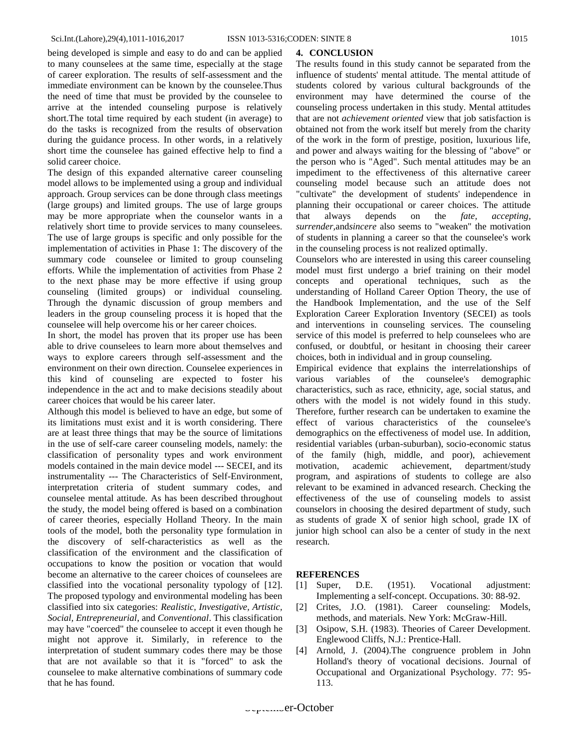being developed is simple and easy to do and can be applied to many counselees at the same time, especially at the stage of career exploration. The results of self-assessment and the immediate environment can be known by the counselee.Thus the need of time that must be provided by the counselee to arrive at the intended counseling purpose is relatively short.The total time required by each student (in average) to do the tasks is recognized from the results of observation during the guidance process. In other words, in a relatively short time the counselee has gained effective help to find a solid career choice.

The design of this expanded alternative career counseling model allows to be implemented using a group and individual approach. Group services can be done through class meetings (large groups) and limited groups. The use of large groups may be more appropriate when the counselor wants in a relatively short time to provide services to many counselees. The use of large groups is specific and only possible for the implementation of activities in Phase 1: The discovery of the summary code counselee or limited to group counseling efforts. While the implementation of activities from Phase 2 to the next phase may be more effective if using group counseling (limited groups) or individual counseling. Through the dynamic discussion of group members and leaders in the group counseling process it is hoped that the counselee will help overcome his or her career choices.

In short, the model has proven that its proper use has been able to drive counselees to learn more about themselves and ways to explore careers through self-assessment and the environment on their own direction. Counselee experiences in this kind of counseling are expected to foster his independence in the act and to make decisions steadily about career choices that would be his career later.

Although this model is believed to have an edge, but some of its limitations must exist and it is worth considering. There are at least three things that may be the source of limitations in the use of self-care career counseling models, namely: the classification of personality types and work environment models contained in the main device model --- SECEI, and its instrumentality --- The Characteristics of Self-Environment, interpretation criteria of student summary codes, and counselee mental attitude. As has been described throughout the study, the model being offered is based on a combination of career theories, especially Holland Theory. In the main tools of the model, both the personality type formulation in the discovery of self-characteristics as well as the classification of the environment and the classification of occupations to know the position or vocation that would become an alternative to the career choices of counselees are classified into the vocational personality typology of [12]. The proposed typology and environmental modeling has been classified into six categories: *Realistic, Investigative, Artistic, Social, Entrepreneurial*, and *Conventional*. This classification may have "coerced" the counselee to accept it even though he might not approve it. Similarly, in reference to the interpretation of student summary codes there may be those that are not available so that it is "forced" to ask the counselee to make alternative combinations of summary code that he has found.

## 4. CONCLUSION

The results found in this study cannot be separated from the influence of students' mental attitude. The mental attitude of students colored by various cultural backgrounds of the environment may have determined the course of the counseling process undertaken in this study. Mental attitudes that are not *achievement oriented* view that job satisfaction is obtained not from the work itself but merely from the charity of the work in the form of prestige, position, luxurious life, and power and always waiting for the blessing of "above" or the person who is "Aged". Such mental attitudes may be an impediment to the effectiveness of this alternative career counseling model because such an attitude does not "cultivate" the development of students' independence in planning their occupational or career choices. The attitude that always depends on the *fate, accepting, surrender*,and*sincere* also seems to "weaken" the motivation of students in planning a career so that the counselee's work in the counseling process is not realized optimally.

Counselors who are interested in using this career counseling model must first undergo a brief training on their model concepts and operational techniques, such as the understanding of Holland Career Option Theory, the use of the Handbook Implementation, and the use of the Self Exploration Career Exploration Inventory (SECEI) as tools and interventions in counseling services. The counseling service of this model is preferred to help counselees who are confused, or doubtful, or hesitant in choosing their career choices, both in individual and in group counseling.

Empirical evidence that explains the interrelationships of various variables of the counselee's demographic characteristics, such as race, ethnicity, age, social status, and others with the model is not widely found in this study. Therefore, further research can be undertaken to examine the effect of various characteristics of the counselee's demographics on the effectiveness of model use. In addition, residential variables (urban-suburban), socio-economic status of the family (high, middle, and poor), achievement motivation, academic achievement, department/study program, and aspirations of students to college are also relevant to be examined in advanced research. Checking the effectiveness of the use of counseling models to assist counselors in choosing the desired department of study, such as students of grade X of senior high school, grade IX of junior high school can also be a center of study in the next research.

## REFERENCES

[1] Super, D.E. (1951). Vocational adjustment: Implementing a self-concept. Occupations. 30: 88-92.

[2] Crites, J.O. (1981). Career counseling: Models, methods, and materials. New York: McGraw-Hill.

[3] Osipow, S.H. (1983). Theories of Career Development. Englewood Cliffs, N.J.: Prentice-Hall.

[4] Arnold, J. (2004).The congruence problem in John Holland's theory of vocational decisions. Journal of Occupational and Organizational Psychology. 77: 95-113.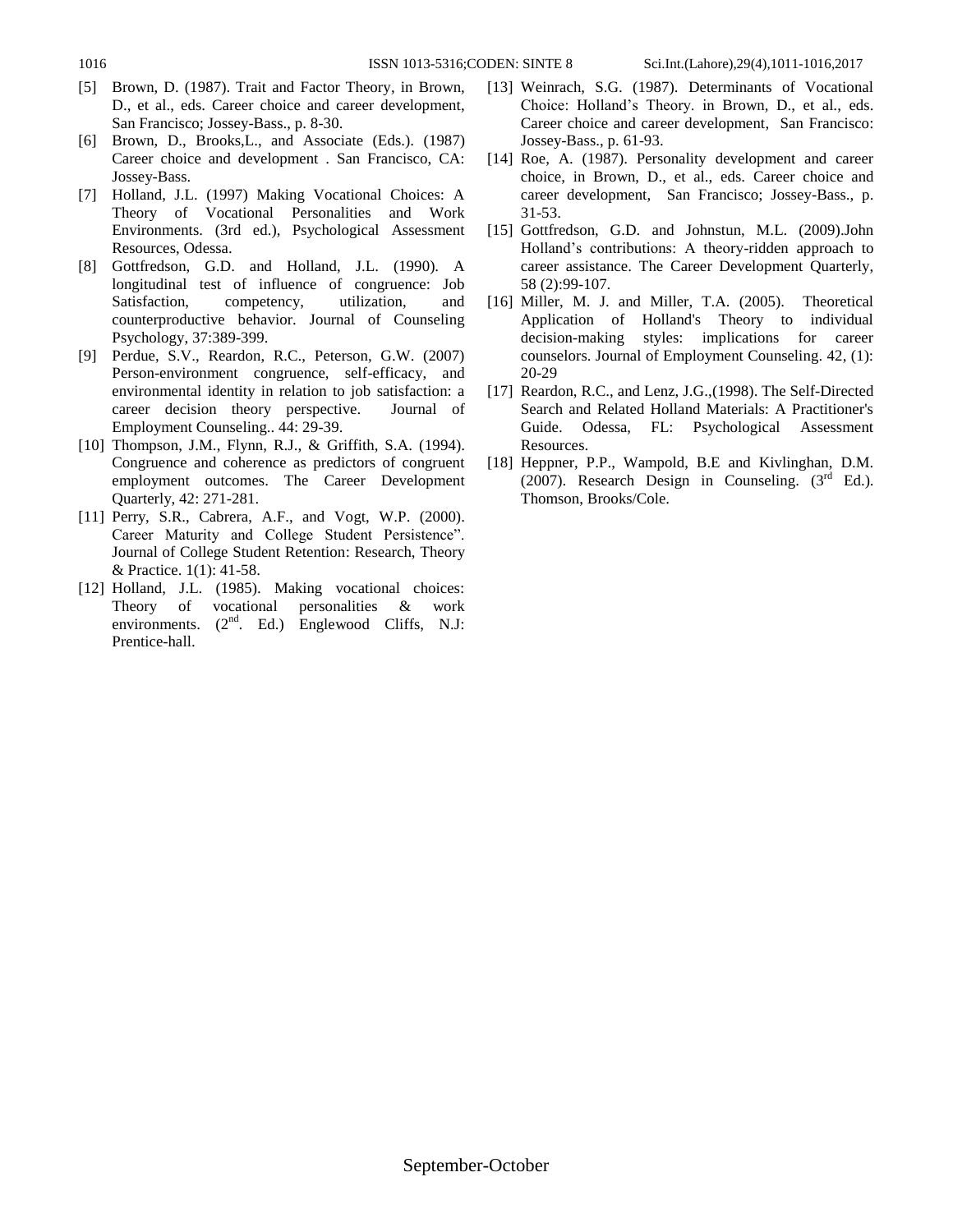[5] Brown, D. (1987). Trait and Factor Theory, in Brown, D., et al., eds. Career choice and career development, San Francisco; Jossey-Bass., p. 8-30.

[6] Brown, D., Brooks,L., and Associate (Eds.). (1987) Career choice and development . San Francisco, CA: Jossey-Bass.

[7] Holland, J.L. (1997) Making Vocational Choices: A Theory of Vocational Personalities and Work Environments. (3rd ed.), Psychological Assessment Resources, Odessa.

[8] Gottfredson, G.D. and Holland, J.L. (1990). A longitudinal test of influence of congruence: Job Satisfaction, competency, utilization, and counterproductive behavior. Journal of Counseling Psychology, 37:389-399.

[9] Perdue, S.V., Reardon, R.C., Peterson, G.W. (2007) Person-environment congruence, self-efficacy, and environmental identity in relation to job satisfaction: a career decision theory perspective. Journal of Employment Counseling.. 44: 29-39.

[10] Thompson, J.M., Flynn, R.J., & Griffith, S.A. (1994). Congruence and coherence as predictors of congruent employment outcomes. The Career Development Quarterly, 42: 271-281.

[11] Perry, S.R., Cabrera, A.F., and Vogt, W.P. (2000). Career Maturity and College Student Persistence". Journal of College Student Retention: Research, Theory & Practice. 1(1): 41-58.

[12] Holland, J.L. (1985). Making vocational choices: Theory of vocational personalities & work environments. (2nd. Ed.) Englewood Cliffs, N.J: Prentice-hall.

[13] Weinrach, S.G. (1987). Determinants of Vocational Choice: Holland's Theory. in Brown, D., et al., eds. Career choice and career development, San Francisco: Jossey-Bass., p. 61-93.

[14] Roe, A. (1987). Personality development and career choice, in Brown, D., et al., eds. Career choice and career development, San Francisco; Jossey-Bass., p. 31-53.

[15] Gottfredson, G.D. and Johnstun, M.L. (2009).John Holland's contributions: A theory-ridden approach to career assistance. The Career Development Quarterly, 58 (2):99-107.

[16] Miller, M. J. and Miller, T.A. (2005). Theoretical Application of Holland's Theory to individual decision-making styles: implications for career counselors. Journal of Employment Counseling. 42, (1): 20-29

[17] Reardon, R.C., and Lenz, J.G.,(1998). The Self-Directed Search and Related Holland Materials: A Practitioner's Guide. Odessa, FL: Psychological Assessment Resources.

[18] Heppner, P.P., Wampold, B.E and Kivlinghan, D.M. (2007). Research Design in Counseling. (3rd Ed.). Thomson, Brooks/Cole.